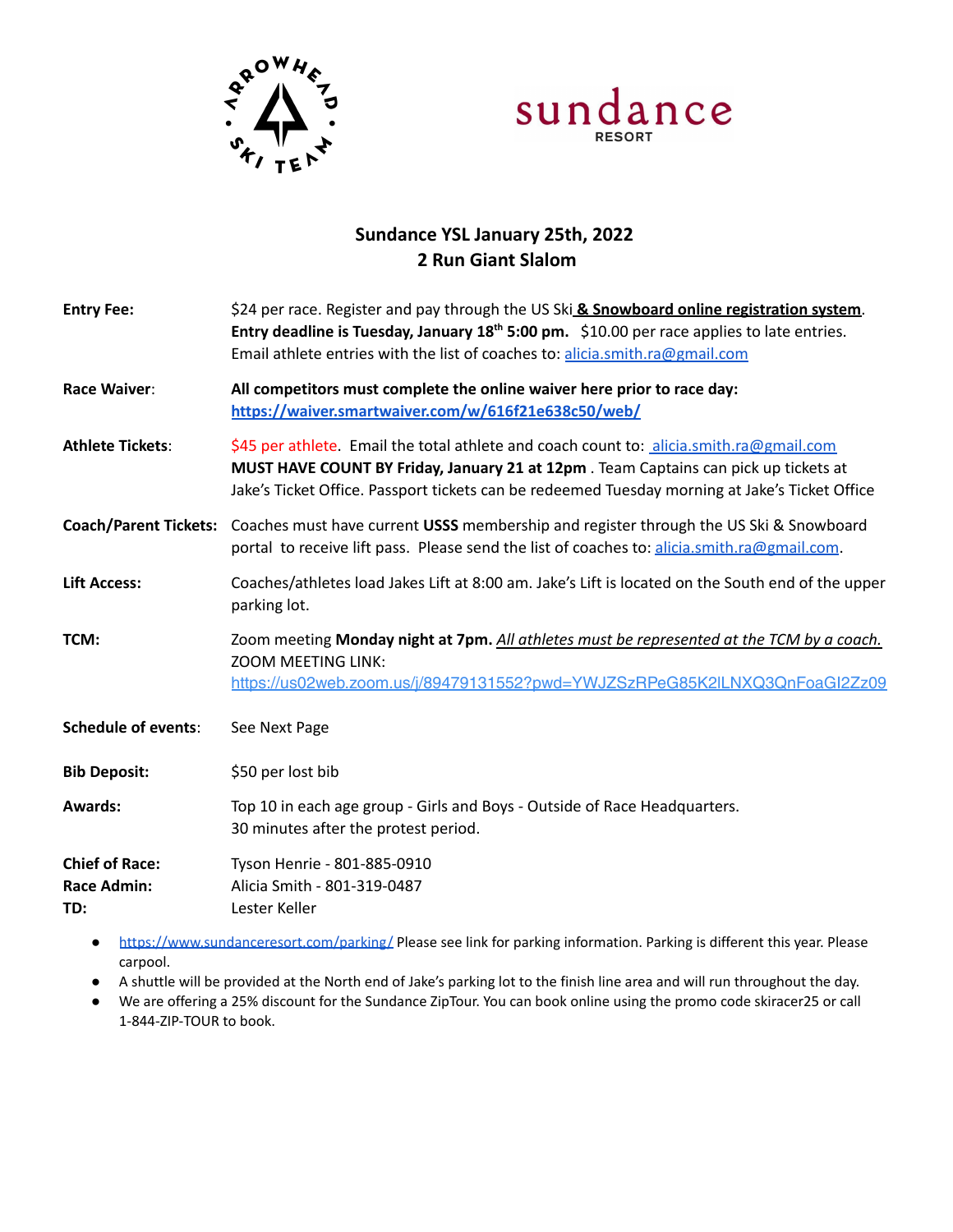# Sundance YSL January 25th, 2022
## 2 Run Giant Slalom

**Entry Fee:** $24 per race. Register and pay through the US Ski **& Snowboard online registration system**. **Entry deadline is Tuesday, January 18th 5:00 pm.** $10.00 per race applies to late entries. Email athlete entries with the list of coaches to: alicia.smith.ra@gmail.com

**Race Waiver:** **All competitors must complete the online waiver here prior to race day: https://waiver.smartwaiver.com/w/616f21e638c50/web/**

**Athlete Tickets:** $45 per athlete. Email the total athlete and coach count to: alicia.smith.ra@gmail.com **MUST HAVE COUNT BY Friday, January 21 at 12pm**. Team Captains can pick up tickets at Jake's Ticket Office. Passport tickets can be redeemed Tuesday morning at Jake's Ticket Office

**Coach/Parent Tickets:** Coaches must have current **USSS** membership and register through the US Ski & Snowboard portal to receive lift pass. Please send the list of coaches to: alicia.smith.ra@gmail.com.

**Lift Access:** Coaches/athletes load Jakes Lift at 8:00 am. Jake's Lift is located on the South end of the upper parking lot.

**TCM:** Zoom meeting **Monday night at 7pm.** *All athletes must be represented at the TCM by a coach.* ZOOM MEETING LINK: https://us02web.zoom.us/j/89479131552?pwd=YWJZSzRPeG85K2lLNXQ3QnFoaGI2Zz09

**Schedule of events:** See Next Page

**Bib Deposit:** $50 per lost bib

**Awards:** Top 10 in each age group - Girls and Boys - Outside of Race Headquarters. 30 minutes after the protest period.

**Chief of Race:** Tyson Henrie - 801-885-0910
**Race Admin:** Alicia Smith - 801-319-0487
**TD:** Lester Keller

- https://www.sundanceresort.com/parking/ Please see link for parking information. Parking is different this year. Please carpool.
- A shuttle will be provided at the North end of Jake's parking lot to the finish line area and will run throughout the day.
- We are offering a 25% discount for the Sundance ZipTour. You can book online using the promo code skiracer25 or call 1-844-ZIP-TOUR to book.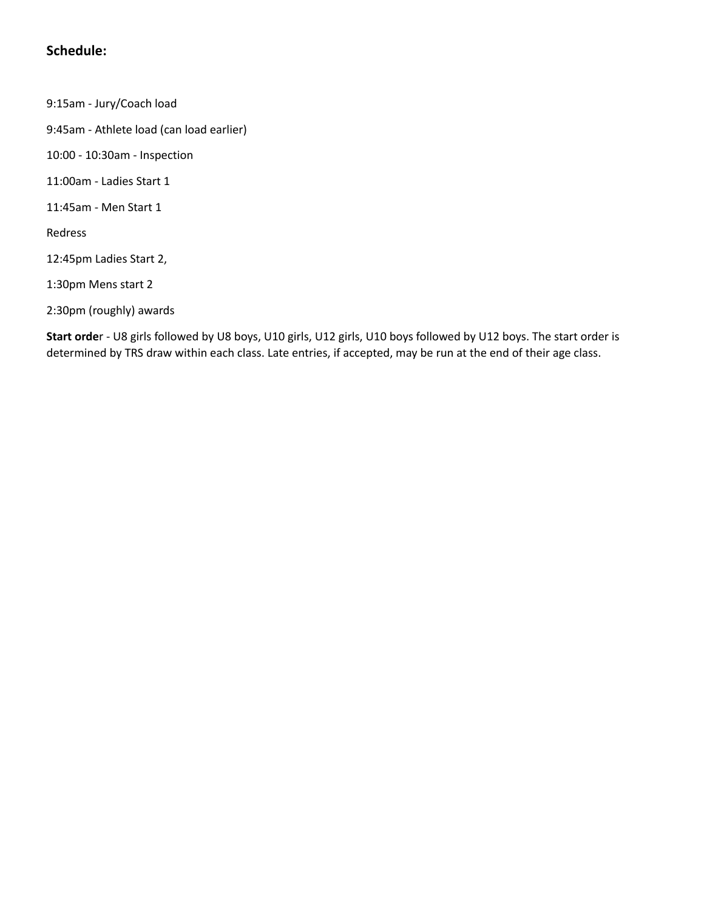### Schedule:

9:15am - Jury/Coach load

9:45am - Athlete load (can load earlier)

10:00 - 10:30am - Inspection

11:00am - Ladies Start 1

11:45am - Men Start 1

Redress

12:45pm Ladies Start 2,

1:30pm Mens start 2

2:30pm (roughly) awards

**Start orde**r - U8 girls followed by U8 boys, U10 girls, U12 girls, U10 boys followed by U12 boys. The start order is determined by TRS draw within each class. Late entries, if accepted, may be run at the end of their age class.